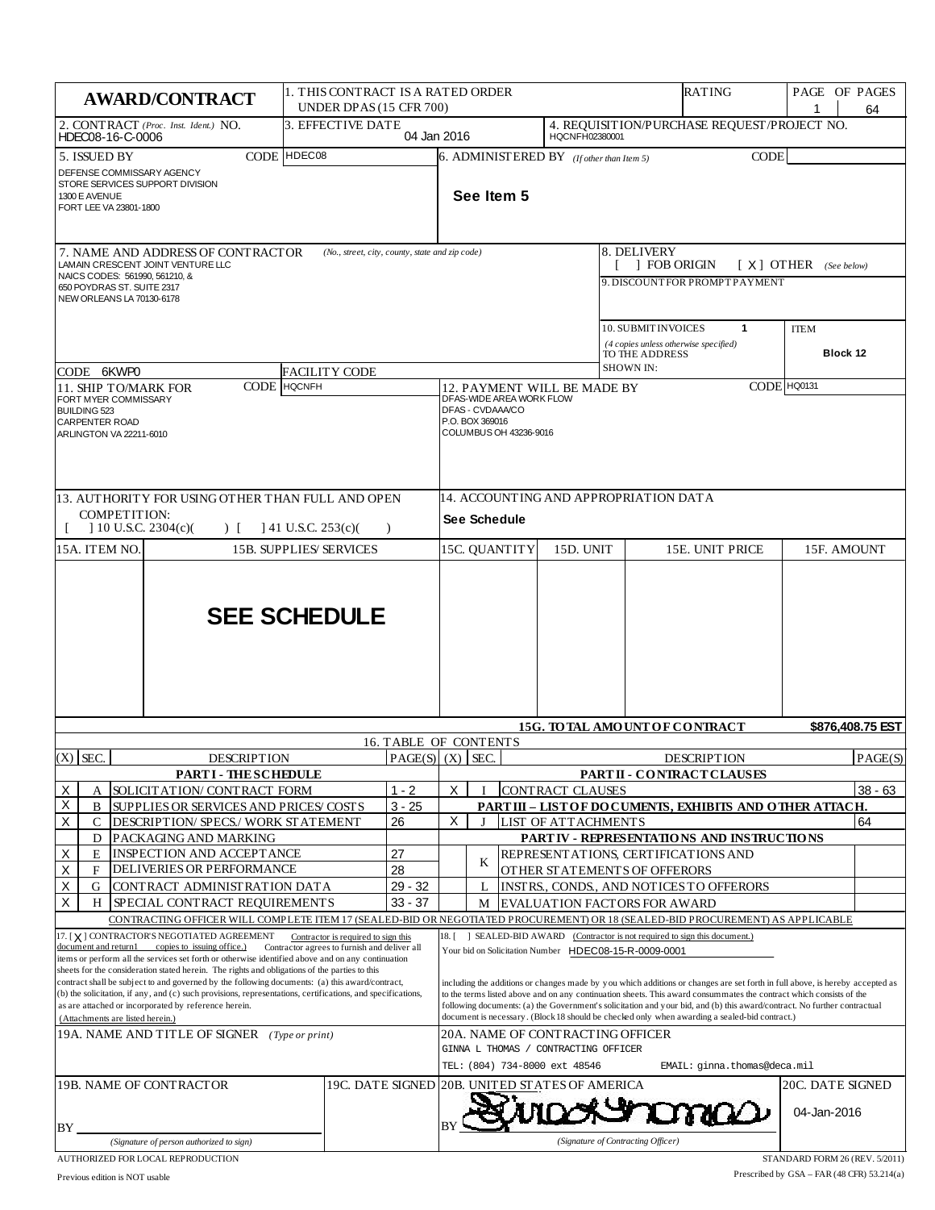# AWARD/CONTRACT

| | |
|---|---|
| 1. THIS CONTRACT IS A RATED ORDER UNDER DPAS (15 CFR 700) | RATING |
| PAGE OF PAGES | 1 64 |

| | |
|---|---|
| 2. CONTRACT *(Proc. Inst. Ident.)* NO. | HDEC08-16-C-0006 |
| 3. EFFECTIVE DATE | 04 Jan 2016 |
| 4. REQUISITION/PURCHASE REQUEST/PROJECT NO. | HQCNFH02380001 |

**5. ISSUED BY** CODE HDEC08

DEFENSE COMMISSARY AGENCY
STORE SERVICES SUPPORT DIVISION
1300 E AVENUE
FORT LEE VA 23801-1800

**6. ADMINISTERED BY** *(If other than Item 5)* CODE

**See Item 5**

**7. NAME AND ADDRESS OF CONTRACTOR** *(No., street, city, county, state and zip code)*

LAMAIN CRESCENT JOINT VENTURE LLC
NAICS CODES: 561990, 561210, &
650 POYDRAS ST. SUITE 2317
NEW ORLEANS LA 70130-6178

CODE 6KWP0 FACILITY CODE

**8. DELIVERY**

[ ] FOB ORIGIN [ X ] OTHER *(See below)*

**9. DISCOUNT FOR PROMPT PAYMENT**

**10. SUBMIT INVOICES** 1 *(4 copies unless otherwise specified)* TO THE ADDRESS SHOWN IN: ITEM **Block 12**

**11. SHIP TO/MARK FOR** CODE HQCNFH

FORT MYER COMMISSARY
BUILDING 523
CARPENTER ROAD
ARLINGTON VA 22211-6010

**12. PAYMENT WILL BE MADE BY** CODE HQ0131

DFAS-WIDE AREA WORK FLOW
DFAS - CVDAAA/CO
P.O. BOX 369016
COLUMBUS OH 43236-9016

**13. AUTHORITY FOR USING OTHER THAN FULL AND OPEN COMPETITION:**

[ ] 10 U.S.C. 2304(c)( ) [ ] 41 U.S.C. 253(c)( )

**14. ACCOUNTING AND APPROPRIATION DATA**

**See Schedule**

| 15A. ITEM NO. | 15B. SUPPLIES/ SERVICES | 15C. QUANTITY | 15D. UNIT | 15E. UNIT PRICE | 15F. AMOUNT |
|---|---|---|---|---|---|
| | **SEE SCHEDULE** | | | | |
| | | | | **15G. TOTAL AMOUNT OF CONTRACT** | **$876,408.75 EST** |

**16. TABLE OF CONTENTS**

| (X) | SEC. | DESCRIPTION | PAGE(S) | (X) | SEC. | DESCRIPTION | PAGE(S) |
|---|---|---|---|---|---|---|---|
| | | **PART I - THE SCHEDULE** | | | | **PART II - CONTRACT CLAUSES** | |
| X | A | SOLICITATION/ CONTRACT FORM | 1 - 2 | X | I | CONTRACT CLAUSES | 38 - 63 |
| X | B | SUPPLIES OR SERVICES AND PRICES/ COSTS | 3 - 25 | | | **PART III – LIST OF DOCUMENTS, EXHIBITS AND OTHER ATTACH.** | |
| X | C | DESCRIPTION/ SPECS./ WORK STATEMENT | 26 | X | J | LIST OF ATTACHMENTS | 64 |
| | D | PACKAGING AND MARKING | | | | **PART IV - REPRESENTATIONS AND INSTRUCTIONS** | |
| X | E | INSPECTION AND ACCEPTANCE | 27 | | K | REPRESENTATIONS, CERTIFICATIONS AND OTHER STATEMENTS OF OFFERORS | |
| X | F | DELIVERIES OR PERFORMANCE | 28 | | | | |
| X | G | CONTRACT ADMINISTRATION DATA | 29 - 32 | | L | INSTRS., CONDS., AND NOTICES TO OFFERORS | |
| X | H | SPECIAL CONTRACT REQUIREMENTS | 33 - 37 | | M | EVALUATION FACTORS FOR AWARD | |

CONTRACTING OFFICER WILL COMPLETE ITEM 17 (SEALED-BID OR NEGOTIATED PROCUREMENT) OR 18 (SEALED-BID PROCUREMENT) AS APPLICABLE

17. [ X ] CONTRACTOR'S NEGOTIATED AGREEMENT Contractor is required to sign this document and return 1 copies to issuing office.) Contractor agrees to furnish and deliver all items or perform all the services set forth or otherwise identified above and on any continuation sheets for the consideration stated herein. The rights and obligations of the parties to this contract shall be subject to and governed by the following documents: (a) this award/contract, (b) the solicitation, if any, and (c) such provisions, representations, certifications, and specifications, as are attached or incorporated by reference herein. (Attachments are listed herein.)

18. [ ] SEALED-BID AWARD (Contractor is not required to sign this document.) Your bid on Solicitation Number HDEC08-15-R-0009-0001 including the additions or changes made by you which additions or changes are set forth in full above, is hereby accepted as to the terms listed above and on any continuation sheets. This award consummates the contract which consists of the following documents: (a) the Government's solicitation and your bid, and (b) this award/contract. No further contractual document is necessary. (Block 18 should be checked only when awarding a sealed-bid contract.)

**19A. NAME AND TITLE OF SIGNER** *(Type or print)*

**20A. NAME OF CONTRACTING OFFICER**

GINNA L THOMAS / CONTRACTING OFFICER

TEL: (804) 734-8000 ext 48546 EMAIL: ginna.thomas@deca.mil

| 19B. NAME OF CONTRACTOR | 19C. DATE SIGNED | 20B. UNITED STATES OF AMERICA | 20C. DATE SIGNED |
|---|---|---|---|
| BY ______ *(Signature of person authorized to sign)* | | BY [signature] *(Signature of Contracting Officer)* | 04-Jan-2016 |

AUTHORIZED FOR LOCAL REPRODUCTION

Previous edition is NOT usable

STANDARD FORM 26 (REV. 5/2011)

Prescribed by GSA – FAR (48 CFR) 53.214(a)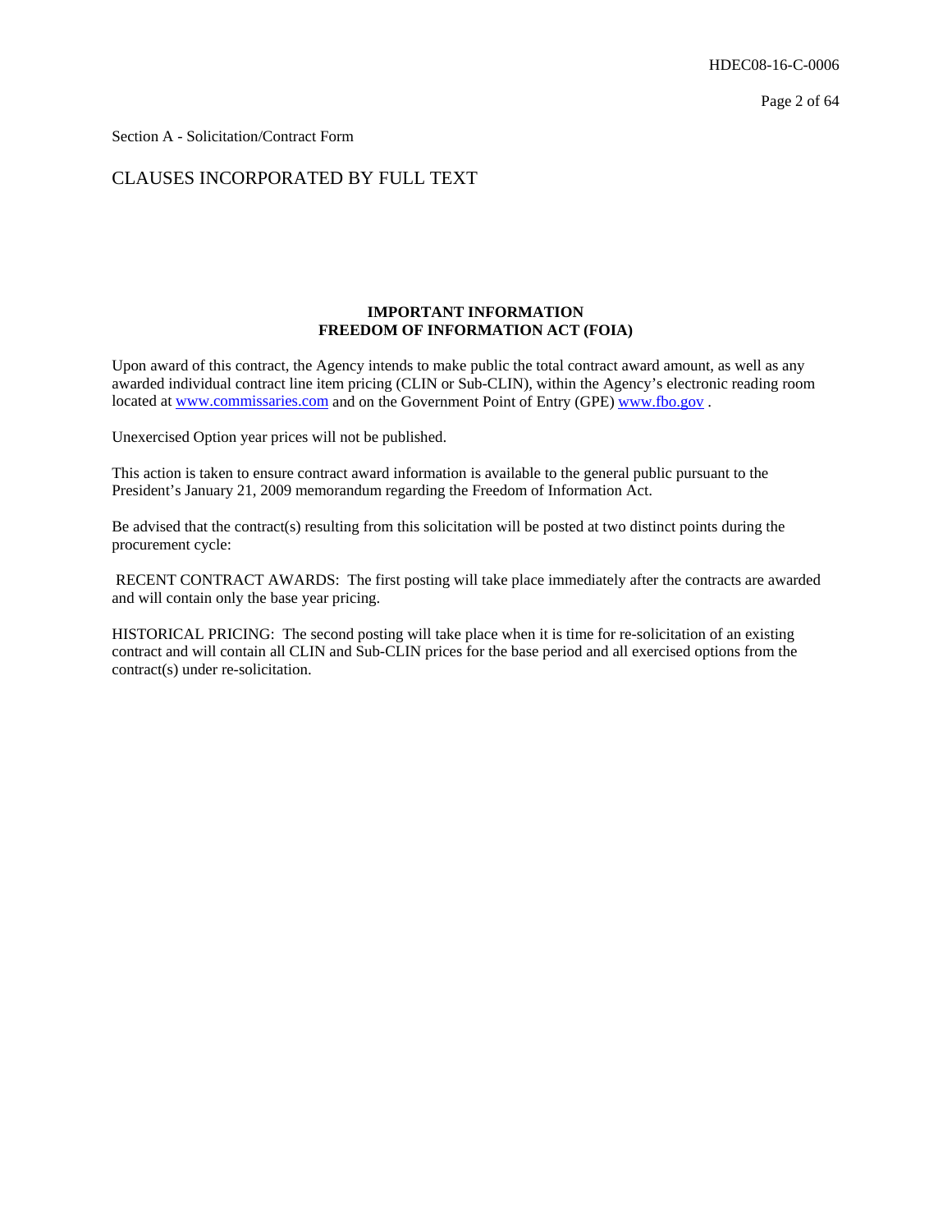Section A - Solicitation/Contract Form

## CLAUSES INCORPORATED BY FULL TEXT

### IMPORTANT INFORMATION
### FREEDOM OF INFORMATION ACT (FOIA)

Upon award of this contract, the Agency intends to make public the total contract award amount, as well as any awarded individual contract line item pricing (CLIN or Sub-CLIN), within the Agency's electronic reading room located at www.commissaries.com and on the Government Point of Entry (GPE) www.fbo.gov .

Unexercised Option year prices will not be published.

This action is taken to ensure contract award information is available to the general public pursuant to the President's January 21, 2009 memorandum regarding the Freedom of Information Act.

Be advised that the contract(s) resulting from this solicitation will be posted at two distinct points during the procurement cycle:

RECENT CONTRACT AWARDS: The first posting will take place immediately after the contracts are awarded and will contain only the base year pricing.

HISTORICAL PRICING: The second posting will take place when it is time for re-solicitation of an existing contract and will contain all CLIN and Sub-CLIN prices for the base period and all exercised options from the contract(s) under re-solicitation.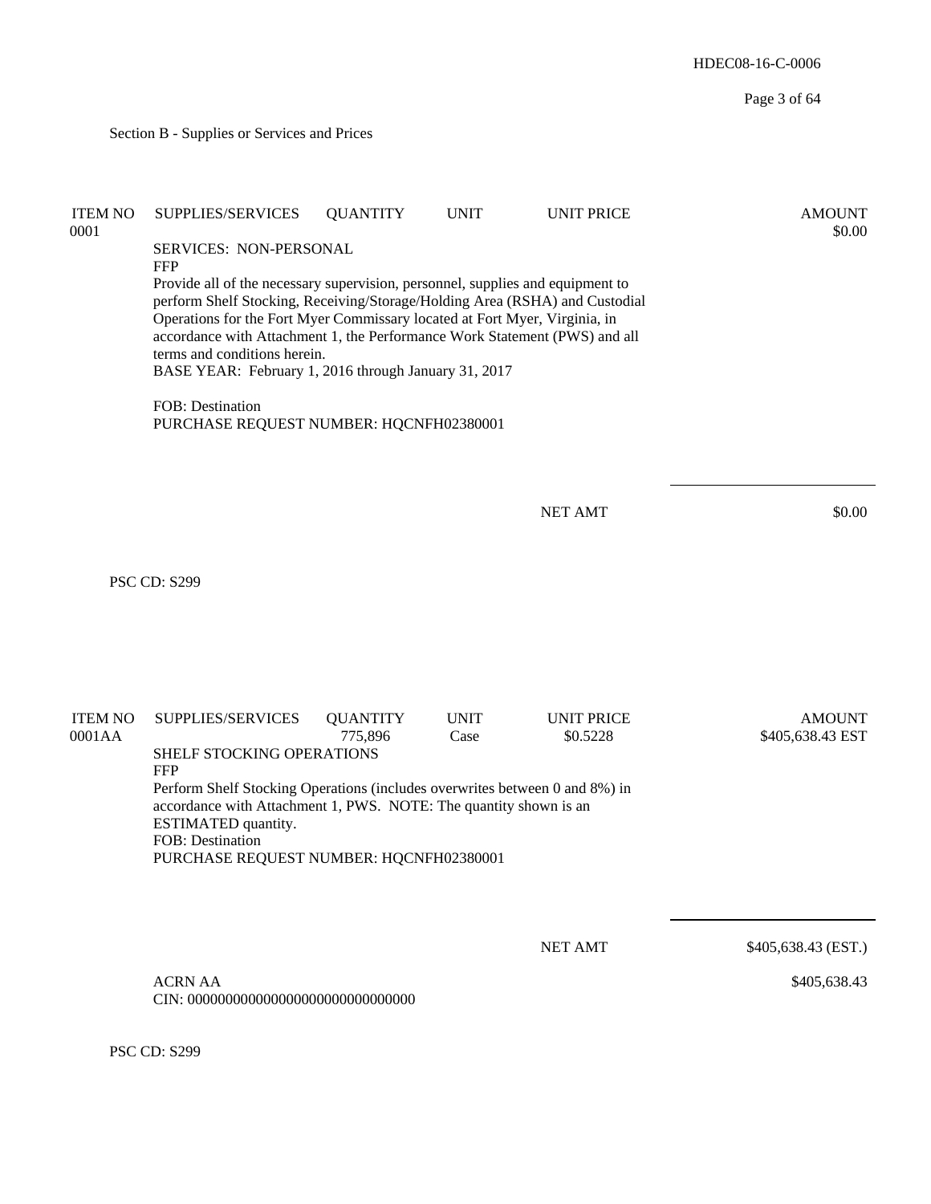## Section B - Supplies or Services and Prices

| ITEM NO | SUPPLIES/SERVICES | QUANTITY | UNIT | UNIT PRICE | AMOUNT |
|---|---|---|---|---|---|
| 0001 | | | | | $0.00 |

SERVICES: NON-PERSONAL
FFP
Provide all of the necessary supervision, personnel, supplies and equipment to perform Shelf Stocking, Receiving/Storage/Holding Area (RSHA) and Custodial Operations for the Fort Myer Commissary located at Fort Myer, Virginia, in accordance with Attachment 1, the Performance Work Statement (PWS) and all terms and conditions herein.
BASE YEAR: February 1, 2016 through January 31, 2017

FOB: Destination
PURCHASE REQUEST NUMBER: HQCNFH02380001

NET AMT $0.00

PSC CD: S299

| ITEM NO | SUPPLIES/SERVICES | QUANTITY | UNIT | UNIT PRICE | AMOUNT |
|---|---|---|---|---|---|
| 0001AA | | 775,896 | Case | $0.5228 | $405,638.43 EST |

SHELF STOCKING OPERATIONS
FFP
Perform Shelf Stocking Operations (includes overwrites between 0 and 8%) in accordance with Attachment 1, PWS. NOTE: The quantity shown is an ESTIMATED quantity.
FOB: Destination
PURCHASE REQUEST NUMBER: HQCNFH02380001

NET AMT $405,638.43 (EST.)

ACRN AA $405,638.43
CIN: 000000000000000000000000000000

PSC CD: S299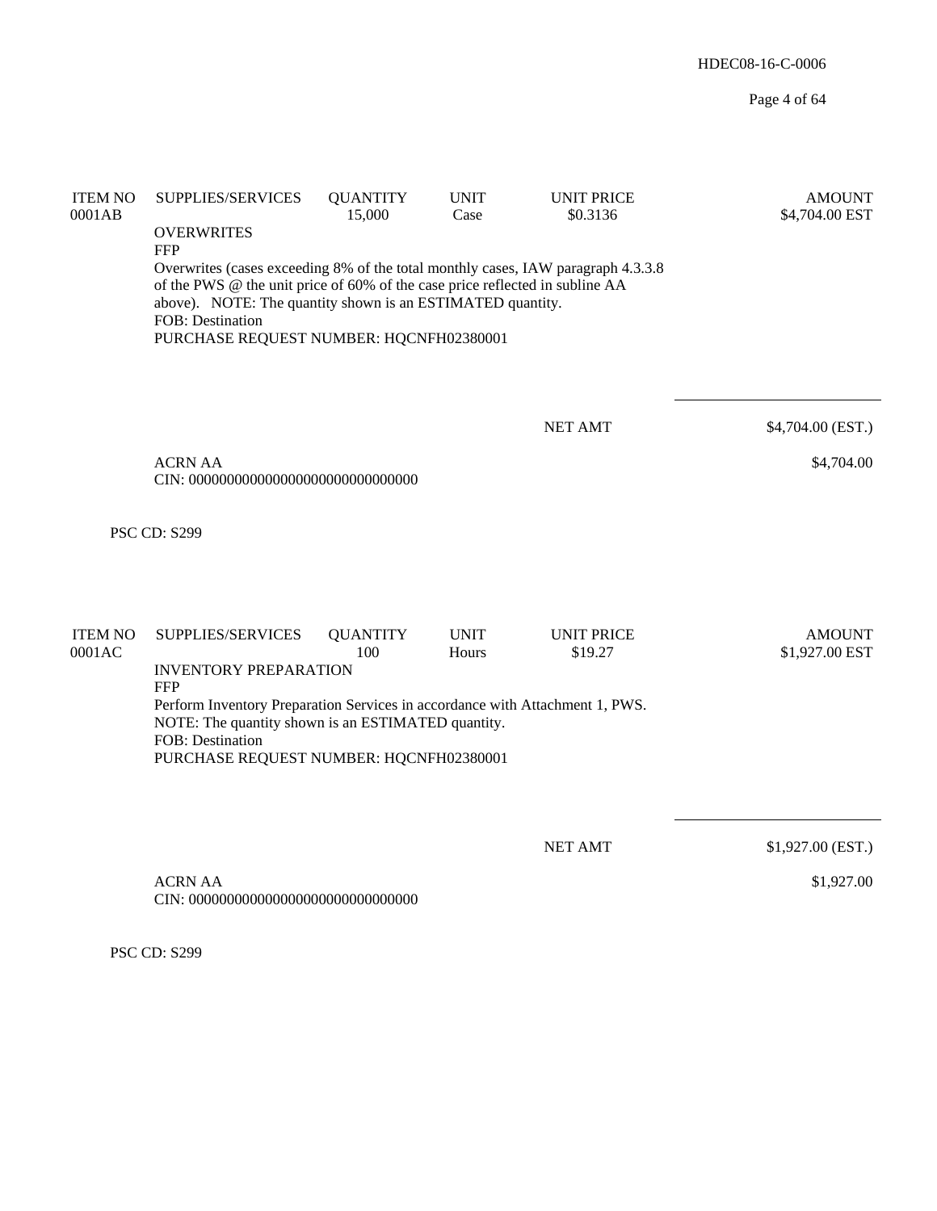| ITEM NO | SUPPLIES/SERVICES | QUANTITY | UNIT | UNIT PRICE | AMOUNT |
|---|---|---|---|---|---|
| 0001AB | | 15,000 | Case | $0.3136 | $4,704.00 EST |

OVERWRITES
FFP
Overwrites (cases exceeding 8% of the total monthly cases, IAW paragraph 4.3.3.8 of the PWS @ the unit price of 60% of the case price reflected in subline AA above). NOTE: The quantity shown is an ESTIMATED quantity.
FOB: Destination
PURCHASE REQUEST NUMBER: HQCNFH02380001

NET AMT $4,704.00 (EST.)

ACRN AA $4,704.00
CIN: 000000000000000000000000000000

PSC CD: S299

| ITEM NO | SUPPLIES/SERVICES | QUANTITY | UNIT | UNIT PRICE | AMOUNT |
|---|---|---|---|---|---|
| 0001AC | | 100 | Hours | $19.27 | $1,927.00 EST |

INVENTORY PREPARATION
FFP
Perform Inventory Preparation Services in accordance with Attachment 1, PWS.
NOTE: The quantity shown is an ESTIMATED quantity.
FOB: Destination
PURCHASE REQUEST NUMBER: HQCNFH02380001

NET AMT $1,927.00 (EST.)

ACRN AA $1,927.00
CIN: 000000000000000000000000000000

PSC CD: S299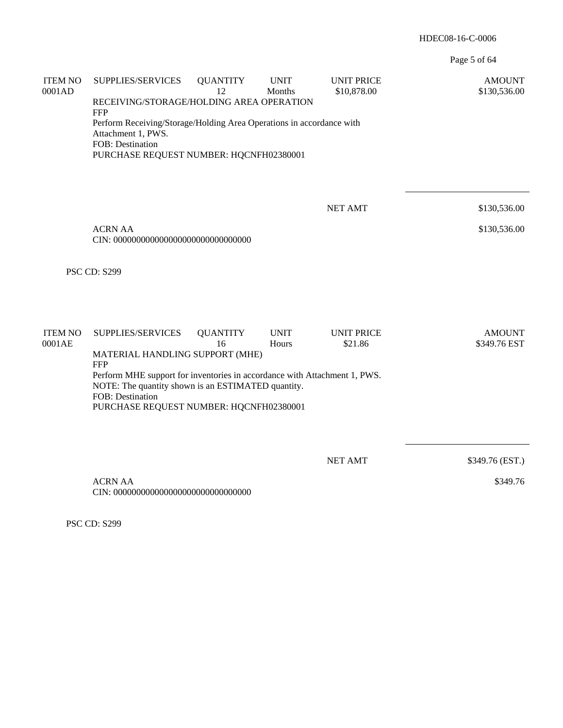| ITEM NO | SUPPLIES/SERVICES | QUANTITY | UNIT | UNIT PRICE | AMOUNT |
|---|---|---|---|---|---|
| 0001AD | | 12 | Months | $10,878.00 | $130,536.00 |

RECEIVING/STORAGE/HOLDING AREA OPERATION
FFP
Perform Receiving/Storage/Holding Area Operations in accordance with Attachment 1, PWS.
FOB: Destination
PURCHASE REQUEST NUMBER: HQCNFH02380001

NET AMT $130,536.00

ACRN AA $130,536.00
CIN: 000000000000000000000000000000

PSC CD: S299

| ITEM NO | SUPPLIES/SERVICES | QUANTITY | UNIT | UNIT PRICE | AMOUNT |
|---|---|---|---|---|---|
| 0001AE | | 16 | Hours | $21.86 | $349.76 EST |

MATERIAL HANDLING SUPPORT (MHE)
FFP
Perform MHE support for inventories in accordance with Attachment 1, PWS.
NOTE: The quantity shown is an ESTIMATED quantity.
FOB: Destination
PURCHASE REQUEST NUMBER: HQCNFH02380001

NET AMT $349.76 (EST.)

ACRN AA $349.76
CIN: 000000000000000000000000000000

PSC CD: S299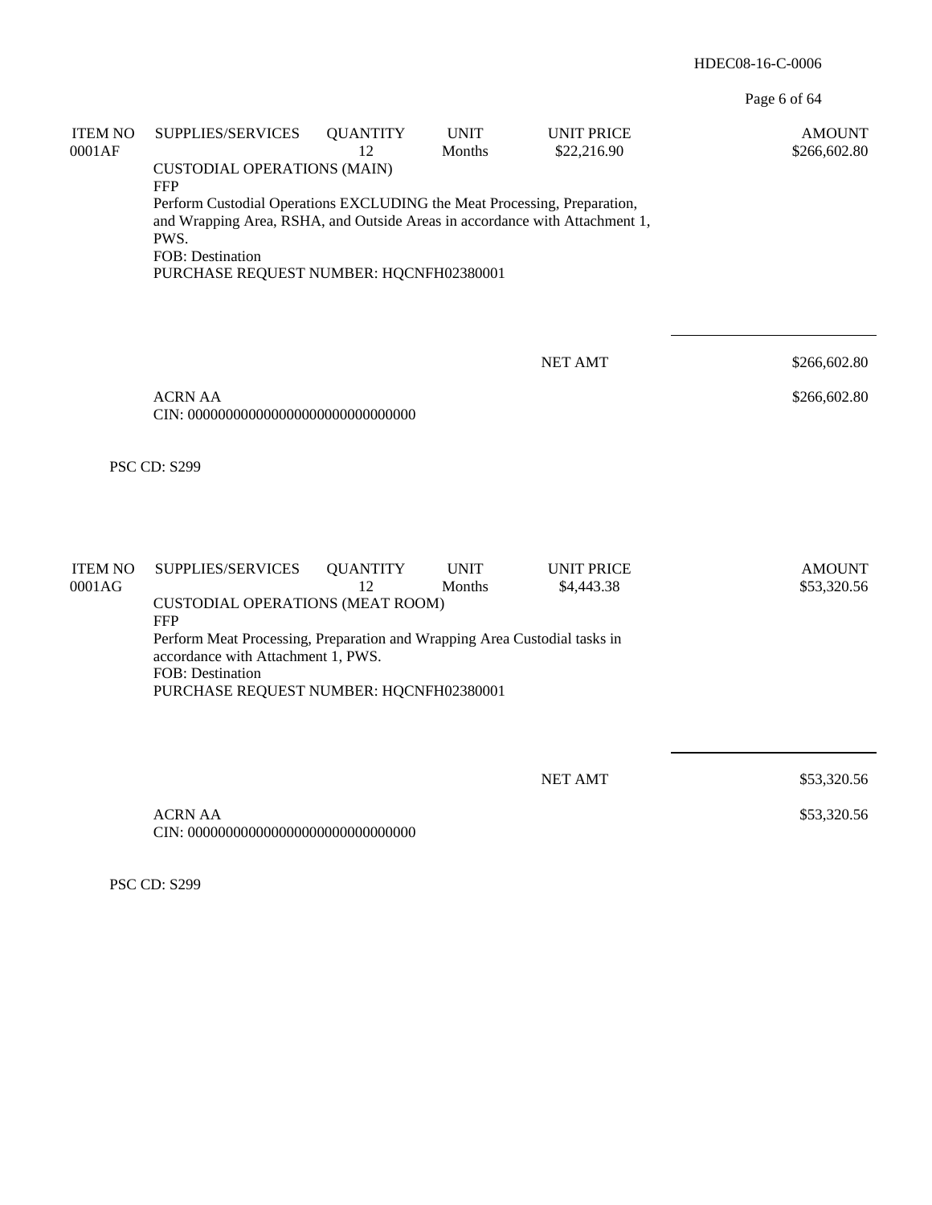| ITEM NO | SUPPLIES/SERVICES | QUANTITY | UNIT | UNIT PRICE | AMOUNT |
|---|---|---|---|---|---|
| 0001AF | | 12 | Months | $22,216.90 | $266,602.80 |

CUSTODIAL OPERATIONS (MAIN)
FFP
Perform Custodial Operations EXCLUDING the Meat Processing, Preparation, and Wrapping Area, RSHA, and Outside Areas in accordance with Attachment 1, PWS.
FOB: Destination
PURCHASE REQUEST NUMBER: HQCNFH02380001

NET AMT $266,602.80

ACRN AA $266,602.80
CIN: 000000000000000000000000000000

PSC CD: S299

| ITEM NO | SUPPLIES/SERVICES | QUANTITY | UNIT | UNIT PRICE | AMOUNT |
|---|---|---|---|---|---|
| 0001AG | | 12 | Months | $4,443.38 | $53,320.56 |

CUSTODIAL OPERATIONS (MEAT ROOM)
FFP
Perform Meat Processing, Preparation and Wrapping Area Custodial tasks in accordance with Attachment 1, PWS.
FOB: Destination
PURCHASE REQUEST NUMBER: HQCNFH02380001

NET AMT $53,320.56

ACRN AA $53,320.56
CIN: 000000000000000000000000000000

PSC CD: S299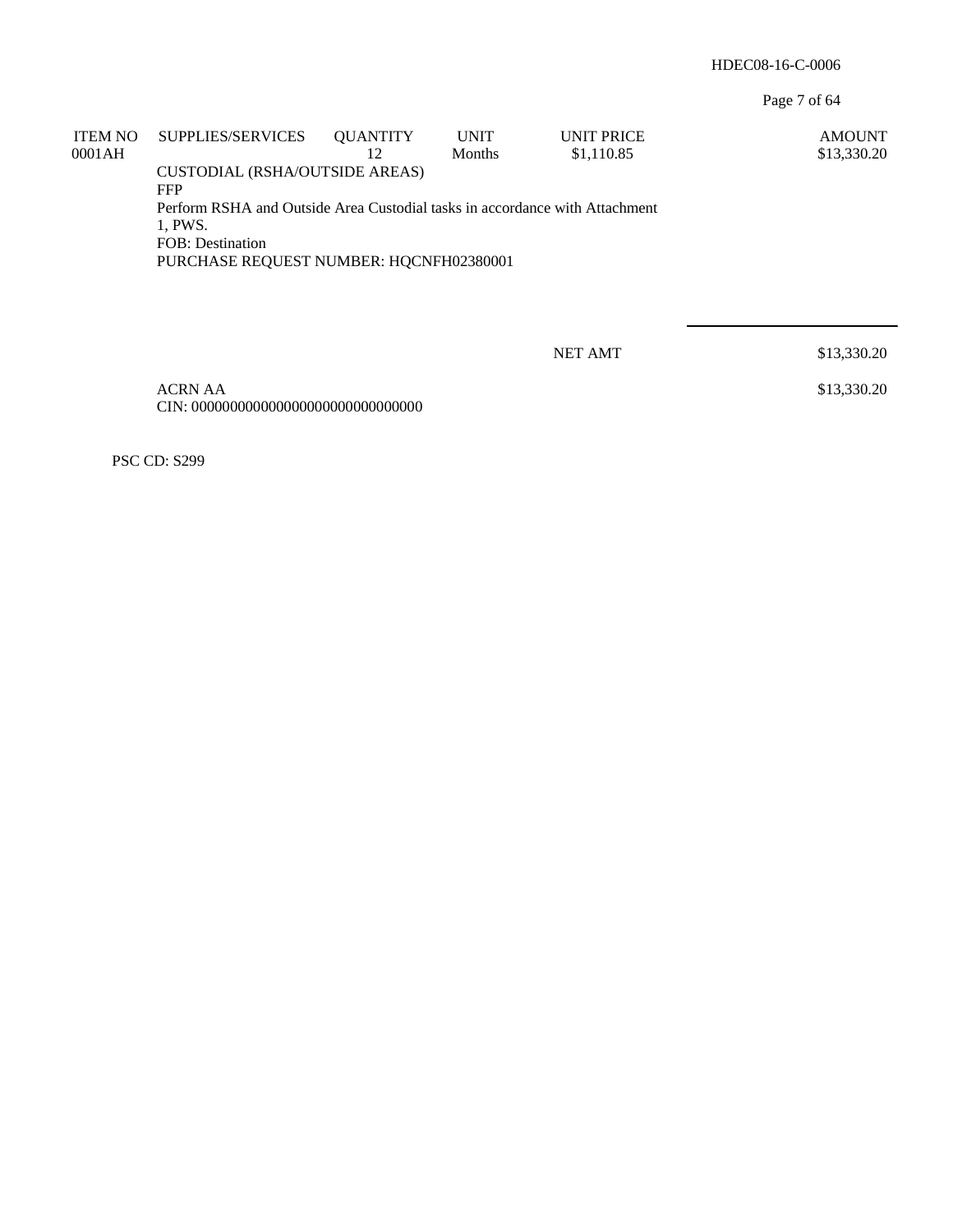| ITEM NO | SUPPLIES/SERVICES | QUANTITY | UNIT | UNIT PRICE | AMOUNT |
| --- | --- | --- | --- | --- | --- |
| 0001AH | | 12 | Months | $1,110.85 | $13,330.20 |

CUSTODIAL (RSHA/OUTSIDE AREAS)
FFP
Perform RSHA and Outside Area Custodial tasks in accordance with Attachment 1, PWS.
FOB: Destination
PURCHASE REQUEST NUMBER: HQCNFH02380001

NET AMT $13,330.20

ACRN AA $13,330.20
CIN: 000000000000000000000000000000

PSC CD: S299